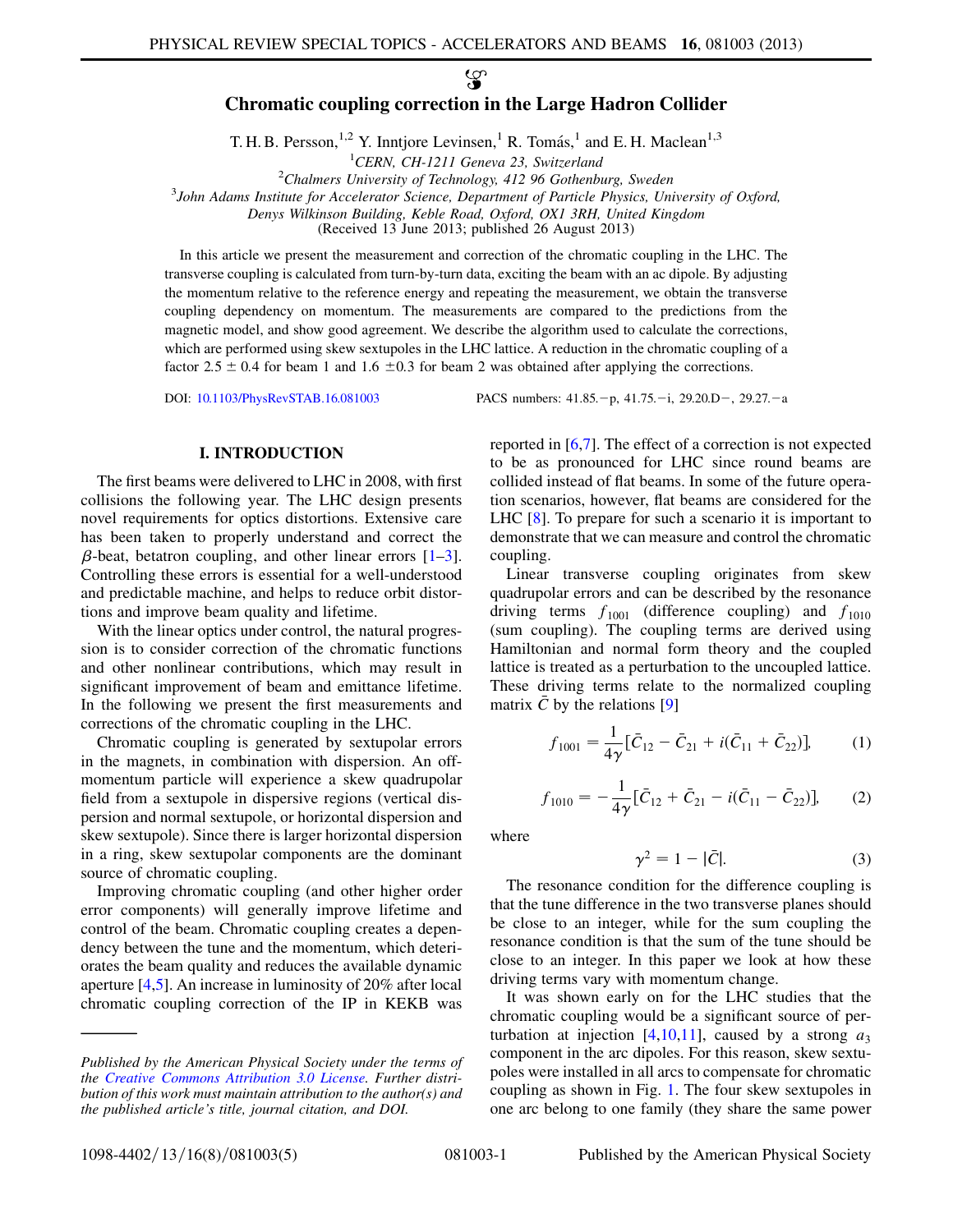# Chromatic coupling correction in the Large Hadron Collider

T. H. B. Persson,[1,2] Y. Inntjore Levinsen,[1] R. Tomás,[1] and E. H. Maclean[1,3]

[1]CERN, CH-1211 Geneva 23, Switzerland

[2]Chalmers University of Technology, 412 96 Gothenburg, Sweden

[3]John Adams Institute for Accelerator Science, Department of Particle Physics, University of Oxford, Denys Wilkinson Building, Keble Road, Oxford, OX1 3RH, United Kingdom

(Received 13 June 2013; published 26 August 2013)

In this article we present the measurement and correction of the chromatic coupling in the LHC. The transverse coupling is calculated from turn-by-turn data, exciting the beam with an ac dipole. By adjusting the momentum relative to the reference energy and repeating the measurement, we obtain the transverse coupling dependency on momentum. The measurements are compared to the predictions from the magnetic model, and show good agreement. We describe the algorithm used to calculate the corrections, which are performed using skew sextupoles in the LHC lattice. A reduction in the chromatic coupling of a factor $2.5 \pm 0.4$ for beam 1 and $1.6 \pm 0.3$ for beam 2 was obtained after applying the corrections.

DOI: 10.1103/PhysRevSTAB.16.081003 PACS numbers: 41.85.−p, 41.75.−i, 29.20.D−, 29.27.−a

## I. INTRODUCTION

The first beams were delivered to LHC in 2008, with first collisions the following year. The LHC design presents novel requirements for optics distortions. Extensive care has been taken to properly understand and correct the $\beta$-beat, betatron coupling, and other linear errors [1–3]. Controlling these errors is essential for a well-understood and predictable machine, and helps to reduce orbit distortions and improve beam quality and lifetime.

With the linear optics under control, the natural progression is to consider correction of the chromatic functions and other nonlinear contributions, which may result in significant improvement of beam and emittance lifetime. In the following we present the first measurements and corrections of the chromatic coupling in the LHC.

Chromatic coupling is generated by sextupolar errors in the magnets, in combination with dispersion. An off-momentum particle will experience a skew quadrupolar field from a sextupole in dispersive regions (vertical dispersion and normal sextupole, or horizontal dispersion and skew sextupole). Since there is larger horizontal dispersion in a ring, skew sextupolar components are the dominant source of chromatic coupling.

Improving chromatic coupling (and other higher order error components) will generally improve lifetime and control of the beam. Chromatic coupling creates a dependency between the tune and the momentum, which deteriorates the beam quality and reduces the available dynamic aperture [4,5]. An increase in luminosity of 20% after local chromatic coupling correction of the IP in KEKB was reported in [6,7]. The effect of a correction is not expected to be as pronounced for LHC since round beams are collided instead of flat beams. In some of the future operation scenarios, however, flat beams are considered for the LHC [8]. To prepare for such a scenario it is important to demonstrate that we can measure and control the chromatic coupling.

Linear transverse coupling originates from skew quadrupolar errors and can be described by the resonance driving terms $f_{1001}$ (difference coupling) and $f_{1010}$ (sum coupling). The coupling terms are derived using Hamiltonian and normal form theory and the coupled lattice is treated as a perturbation to the uncoupled lattice. These driving terms relate to the normalized coupling matrix $\bar{C}$ by the relations [9]

$$f_{1001} = \frac{1}{4\gamma}[\bar{C}_{12} - \bar{C}_{21} + i(\bar{C}_{11} + \bar{C}_{22})], \tag{1}$$

$$f_{1010} = -\frac{1}{4\gamma}[\bar{C}_{12} + \bar{C}_{21} - i(\bar{C}_{11} - \bar{C}_{22})], \tag{2}$$

where

$$\gamma^2 = 1 - |\bar{C}|. \tag{3}$$

The resonance condition for the difference coupling is that the tune difference in the two transverse planes should be close to an integer, while for the sum coupling the resonance condition is that the sum of the tune should be close to an integer. In this paper we look at how these driving terms vary with momentum change.

It was shown early on for the LHC studies that the chromatic coupling would be a significant source of perturbation at injection [4,10,11], caused by a strong $a_3$ component in the arc dipoles. For this reason, skew sextupoles were installed in all arcs to compensate for chromatic coupling as shown in Fig. 1. The four skew sextupoles in one arc belong to one family (they share the same power

*Published by the American Physical Society under the terms of the Creative Commons Attribution 3.0 License. Further distribution of this work must maintain attribution to the author(s) and the published article's title, journal citation, and DOI.*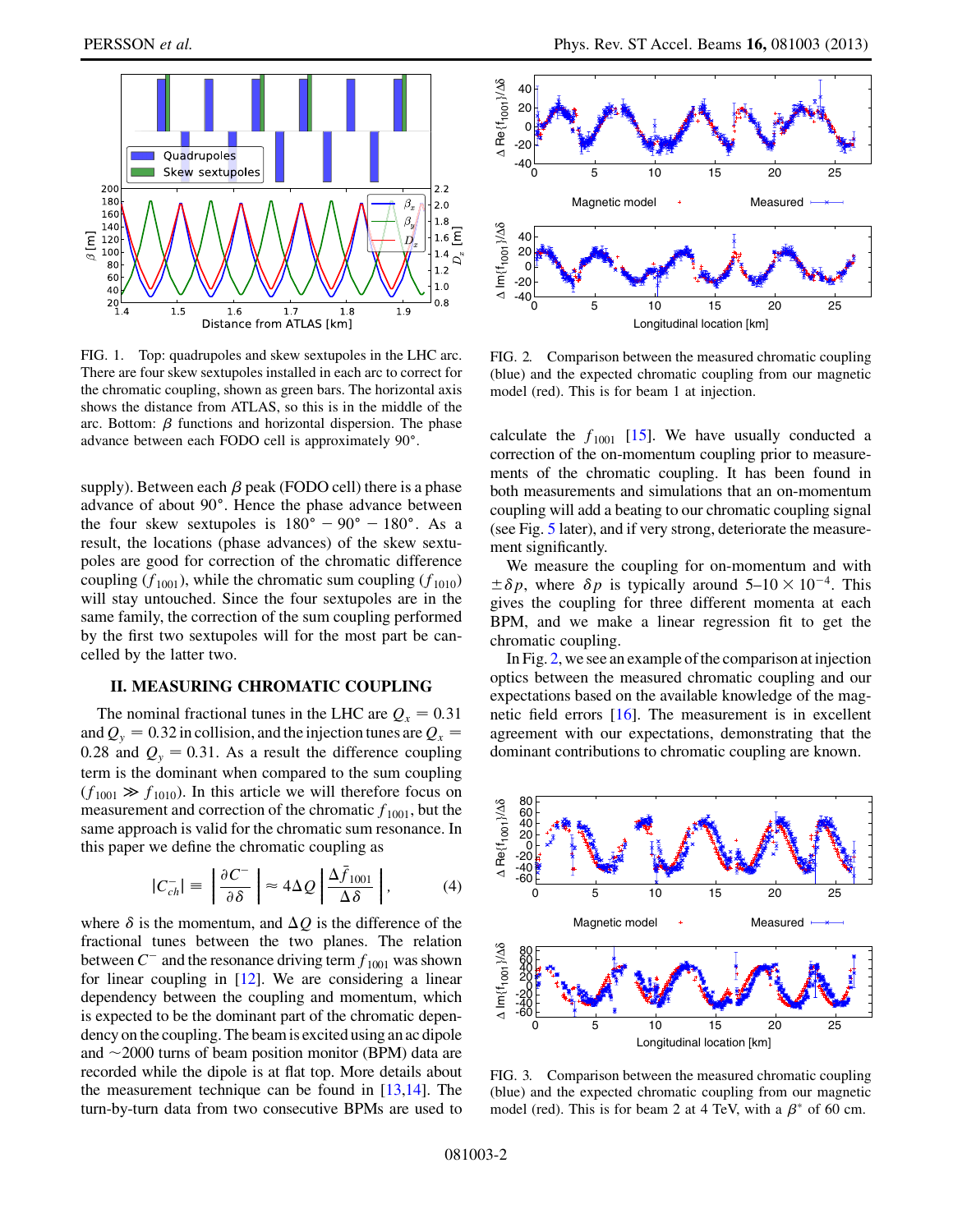FIG. 1. Top: quadrupoles and skew sextupoles in the LHC arc. There are four skew sextupoles installed in each arc to correct for the chromatic coupling, shown as green bars. The horizontal axis shows the distance from ATLAS, so this is in the middle of the arc. Bottom: $\beta$ functions and horizontal dispersion. The phase advance between each FODO cell is approximately 90°.

supply). Between each $\beta$ peak (FODO cell) there is a phase advance of about 90°. Hence the phase advance between the four skew sextupoles is 180° − 90° − 180°. As a result, the locations (phase advances) of the skew sextupoles are good for correction of the chromatic difference coupling ($f_{1001}$), while the chromatic sum coupling ($f_{1010}$) will stay untouched. Since the four sextupoles are in the same family, the correction of the sum coupling performed by the first two sextupoles will for the most part be cancelled by the latter two.

## II. MEASURING CHROMATIC COUPLING

The nominal fractional tunes in the LHC are $Q_x = 0.31$ and $Q_y = 0.32$ in collision, and the injection tunes are $Q_x = 0.28$ and $Q_y = 0.31$. As a result the difference coupling term is the dominant when compared to the sum coupling ($f_{1001} \gg f_{1010}$). In this article we will therefore focus on measurement and correction of the chromatic $f_{1001}$, but the same approach is valid for the chromatic sum resonance. In this paper we define the chromatic coupling as

$$|C_{ch}^{-}| \equiv \left|\frac{\partial C^{-}}{\partial \delta}\right| \approx 4\Delta Q \left|\frac{\Delta \bar{f}_{1001}}{\Delta \delta}\right|, \quad (4)$$

where $\delta$ is the momentum, and $\Delta Q$ is the difference of the fractional tunes between the two planes. The relation between $C^{-}$ and the resonance driving term $f_{1001}$ was shown for linear coupling in [12]. We are considering a linear dependency between the coupling and momentum, which is expected to be the dominant part of the chromatic dependency on the coupling. The beam is excited using an ac dipole and ~2000 turns of beam position monitor (BPM) data are recorded while the dipole is at flat top. More details about the measurement technique can be found in [13,14]. The turn-by-turn data from two consecutive BPMs are used to calculate the $f_{1001}$ [15]. We have usually conducted a correction of the on-momentum coupling prior to measurements of the chromatic coupling. It has been found in both measurements and simulations that an on-momentum coupling will add a beating to our chromatic coupling signal (see Fig. 5 later), and if very strong, deteriorate the measurement significantly.

We measure the coupling for on-momentum and with $\pm\delta p$, where $\delta p$ is typically around $5$–$10 \times 10^{-4}$. This gives the coupling for three different momenta at each BPM, and we make a linear regression fit to get the chromatic coupling.

In Fig. 2, we see an example of the comparison at injection optics between the measured chromatic coupling and our expectations based on the available knowledge of the magnetic field errors [16]. The measurement is in excellent agreement with our expectations, demonstrating that the dominant contributions to chromatic coupling are known.

FIG. 2. Comparison between the measured chromatic coupling (blue) and the expected chromatic coupling from our magnetic model (red). This is for beam 1 at injection.

FIG. 3. Comparison between the measured chromatic coupling (blue) and the expected chromatic coupling from our magnetic model (red). This is for beam 2 at 4 TeV, with a $\beta^{*}$ of 60 cm.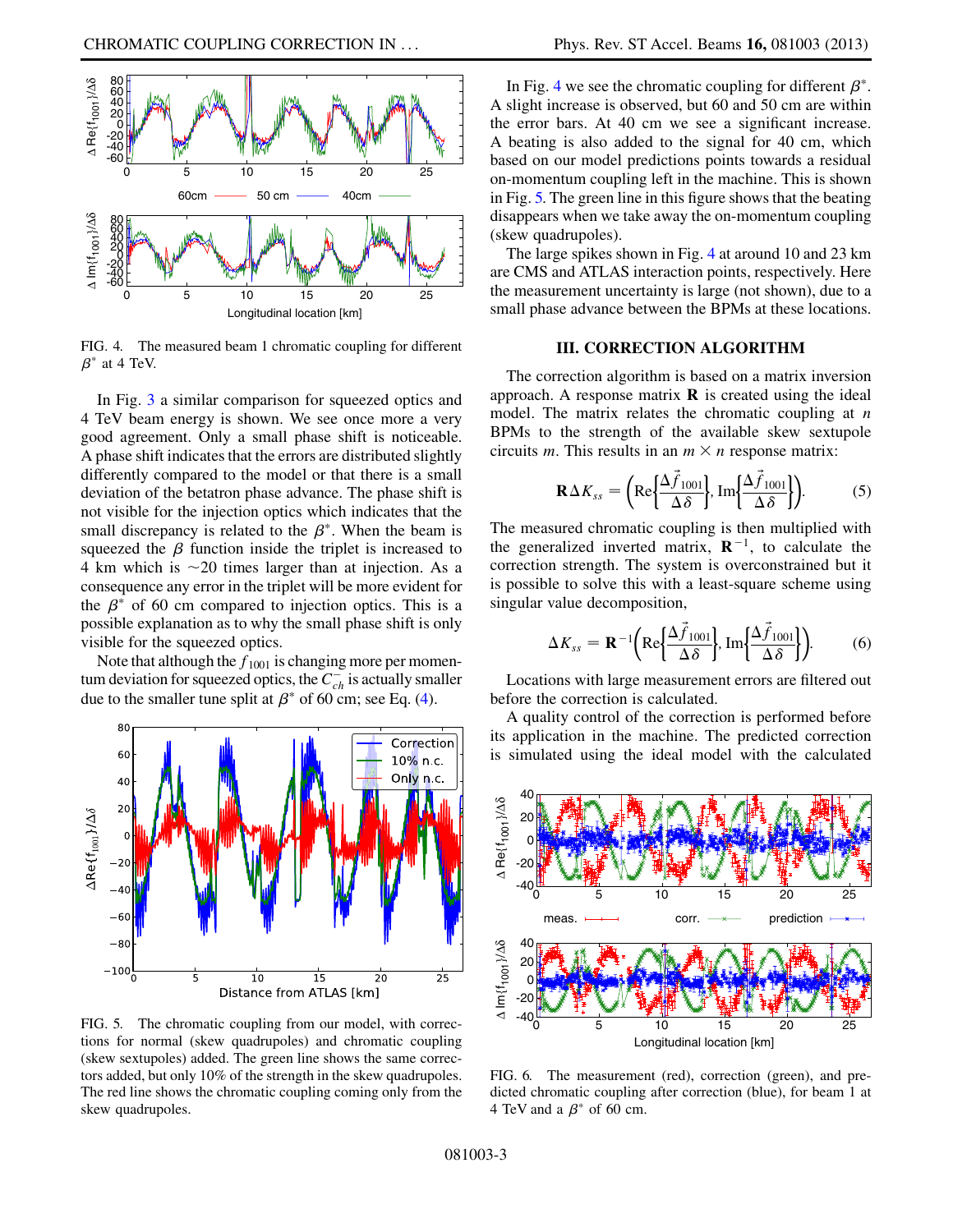FIG. 4. The measured beam 1 chromatic coupling for different $\beta^*$ at 4 TeV.

In Fig. 3 a similar comparison for squeezed optics and 4 TeV beam energy is shown. We see once more a very good agreement. Only a small phase shift is noticeable. A phase shift indicates that the errors are distributed slightly differently compared to the model or that there is a small deviation of the betatron phase advance. The phase shift is not visible for the injection optics which indicates that the small discrepancy is related to the $\beta^*$. When the beam is squeezed the $\beta$ function inside the triplet is increased to 4 km which is $\sim$20 times larger than at injection. As a consequence any error in the triplet will be more evident for the $\beta^*$ of 60 cm compared to injection optics. This is a possible explanation as to why the small phase shift is only visible for the squeezed optics.

Note that although the $f_{1001}$ is changing more per momentum deviation for squeezed optics, the $C^-_{ch}$ is actually smaller due to the smaller tune split at $\beta^*$ of 60 cm; see Eq. (4).

FIG. 5. The chromatic coupling from our model, with corrections for normal (skew quadrupoles) and chromatic coupling (skew sextupoles) added. The green line shows the same correctors added, but only 10% of the strength in the skew quadrupoles. The red line shows the chromatic coupling coming only from the skew quadrupoles.

In Fig. 4 we see the chromatic coupling for different $\beta^*$. A slight increase is observed, but 60 and 50 cm are within the error bars. At 40 cm we see a significant increase. A beating is also added to the signal for 40 cm, which based on our model predictions points towards a residual on-momentum coupling left in the machine. This is shown in Fig. 5. The green line in this figure shows that the beating disappears when we take away the on-momentum coupling (skew quadrupoles).

The large spikes shown in Fig. 4 at around 10 and 23 km are CMS and ATLAS interaction points, respectively. Here the measurement uncertainty is large (not shown), due to a small phase advance between the BPMs at these locations.

## III. CORRECTION ALGORITHM

The correction algorithm is based on a matrix inversion approach. A response matrix $\mathbf{R}$ is created using the ideal model. The matrix relates the chromatic coupling at $n$ BPMs to the strength of the available skew sextupole circuits $m$. This results in an $m \times n$ response matrix:

$$\mathbf{R}\Delta K_{ss} = \left(\mathrm{Re}\left\{\frac{\Delta \vec{f}_{1001}}{\Delta\delta}\right\}, \mathrm{Im}\left\{\frac{\Delta \vec{f}_{1001}}{\Delta\delta}\right\}\right). \quad (5)$$

The measured chromatic coupling is then multiplied with the generalized inverted matrix, $\mathbf{R}^{-1}$, to calculate the correction strength. The system is overconstrained but it is possible to solve this with a least-square scheme using singular value decomposition,

$$\Delta K_{ss} = \mathbf{R}^{-1}\left(\mathrm{Re}\left\{\frac{\Delta \vec{f}_{1001}}{\Delta\delta}\right\}, \mathrm{Im}\left\{\frac{\Delta \vec{f}_{1001}}{\Delta\delta}\right\}\right). \quad (6)$$

Locations with large measurement errors are filtered out before the correction is calculated.

A quality control of the correction is performed before its application in the machine. The predicted correction is simulated using the ideal model with the calculated

FIG. 6. The measurement (red), correction (green), and predicted chromatic coupling after correction (blue), for beam 1 at 4 TeV and a $\beta^*$ of 60 cm.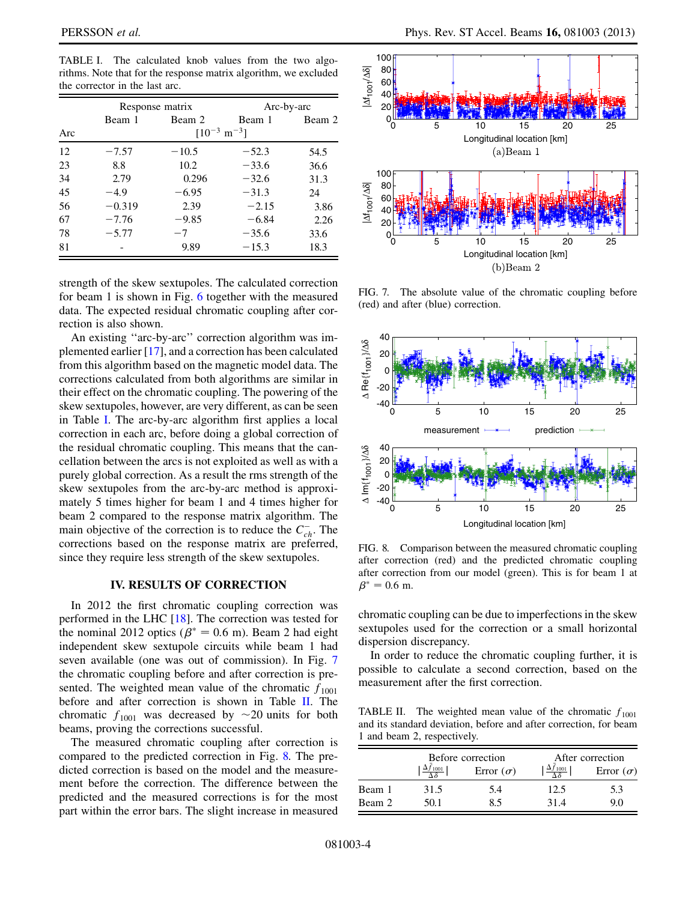TABLE I. The calculated knob values from the two algorithms. Note that for the response matrix algorithm, we excluded the corrector in the last arc.

| | Response matrix | | Arc-by-arc | |
|---|---|---|---|---|
| | Beam 1 | Beam 2 | Beam 1 | Beam 2 |
| Arc | $[10^{-3}\ \mathrm{m}^{-3}]$ | | | |
| 12 | −7.57 | −10.5 | −52.3 | 54.5 |
| 23 | 8.8 | 10.2 | −33.6 | 36.6 |
| 34 | 2.79 | 0.296 | −32.6 | 31.3 |
| 45 | −4.9 | −6.95 | −31.3 | 24 |
| 56 | −0.319 | 2.39 | −2.15 | 3.86 |
| 67 | −7.76 | −9.85 | −6.84 | 2.26 |
| 78 | −5.77 | −7 | −35.6 | 33.6 |
| 81 | - | 9.89 | −15.3 | 18.3 |

strength of the skew sextupoles. The calculated correction for beam 1 is shown in Fig. 6 together with the measured data. The expected residual chromatic coupling after correction is also shown.

An existing "arc-by-arc" correction algorithm was implemented earlier [17], and a correction has been calculated from this algorithm based on the magnetic model data. The corrections calculated from both algorithms are similar in their effect on the chromatic coupling. The powering of the skew sextupoles, however, are very different, as can be seen in Table I. The arc-by-arc algorithm first applies a local correction in each arc, before doing a global correction of the residual chromatic coupling. This means that the cancellation between the arcs is not exploited as well as with a purely global correction. As a result the rms strength of the skew sextupoles from the arc-by-arc method is approximately 5 times higher for beam 1 and 4 times higher for beam 2 compared to the response matrix algorithm. The main objective of the correction is to reduce the $C^-_{ch}$. The corrections based on the response matrix are preferred, since they require less strength of the skew sextupoles.

## IV. RESULTS OF CORRECTION

In 2012 the first chromatic coupling correction was performed in the LHC [18]. The correction was tested for the nominal 2012 optics ($\beta^* = 0.6$ m). Beam 2 had eight independent skew sextupole circuits while beam 1 had seven available (one was out of commission). In Fig. 7 the chromatic coupling before and after correction is presented. The weighted mean value of the chromatic $f_{1001}$ before and after correction is shown in Table II. The chromatic $f_{1001}$ was decreased by ~20 units for both beams, proving the corrections successful.

The measured chromatic coupling after correction is compared to the predicted correction in Fig. 8. The predicted correction is based on the model and the measurement before the correction. The difference between the predicted and the measured corrections is for the most part within the error bars. The slight increase in measured

FIG. 7. The absolute value of the chromatic coupling before (red) and after (blue) correction.

FIG. 8. Comparison between the measured chromatic coupling after correction (red) and the predicted chromatic coupling after correction from our model (green). This is for beam 1 at $\beta^* = 0.6$ m.

chromatic coupling can be due to imperfections in the skew sextupoles used for the correction or a small horizontal dispersion discrepancy.

In order to reduce the chromatic coupling further, it is possible to calculate a second correction, based on the measurement after the first correction.

TABLE II. The weighted mean value of the chromatic $f_{1001}$ and its standard deviation, before and after correction, for beam 1 and beam 2, respectively.

| | Before correction | | After correction | |
|---|---|---|---|---|
| | $\lvert\frac{\Delta \bar{f}_{1001}}{\Delta\delta}\rvert$ | Error ($\sigma$) | $\lvert\frac{\Delta \bar{f}_{1001}}{\Delta\delta}\rvert$ | Error ($\sigma$) |
| Beam 1 | 31.5 | 5.4 | 12.5 | 5.3 |
| Beam 2 | 50.1 | 8.5 | 31.4 | 9.0 |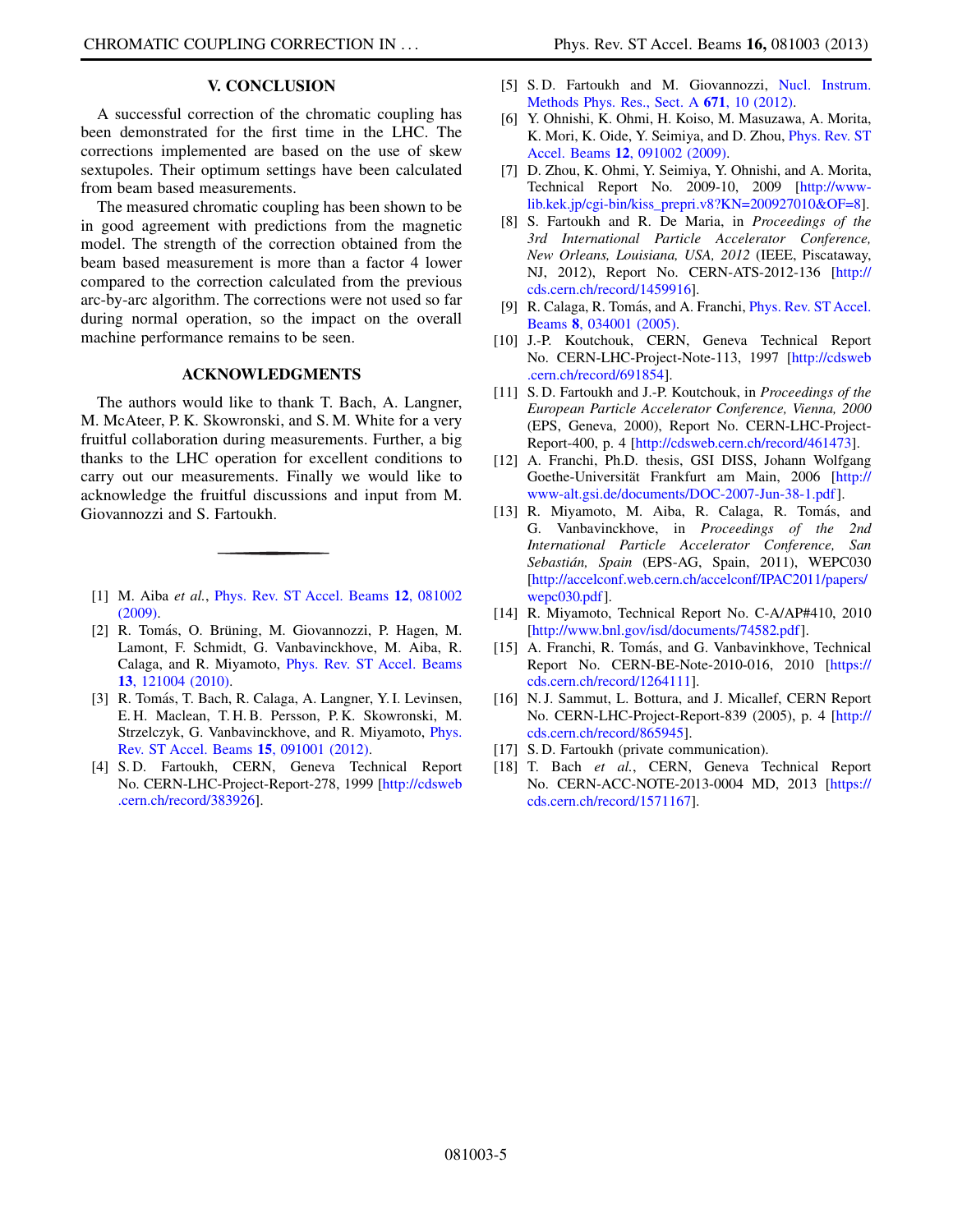## V. CONCLUSION

A successful correction of the chromatic coupling has been demonstrated for the first time in the LHC. The corrections implemented are based on the use of skew sextupoles. Their optimum settings have been calculated from beam based measurements.

The measured chromatic coupling has been shown to be in good agreement with predictions from the magnetic model. The strength of the correction obtained from the beam based measurement is more than a factor 4 lower compared to the correction calculated from the previous arc-by-arc algorithm. The corrections were not used so far during normal operation, so the impact on the overall machine performance remains to be seen.

## ACKNOWLEDGMENTS

The authors would like to thank T. Bach, A. Langner, M. McAteer, P. K. Skowronski, and S. M. White for a very fruitful collaboration during measurements. Further, a big thanks to the LHC operation for excellent conditions to carry out our measurements. Finally we would like to acknowledge the fruitful discussions and input from M. Giovannozzi and S. Fartoukh.

---

[1] M. Aiba *et al.*, Phys. Rev. ST Accel. Beams **12**, 081002 (2009).

[2] R. Tomás, O. Brüning, M. Giovannozzi, P. Hagen, M. Lamont, F. Schmidt, G. Vanbavinckhove, M. Aiba, R. Calaga, and R. Miyamoto, Phys. Rev. ST Accel. Beams **13**, 121004 (2010).

[3] R. Tomás, T. Bach, R. Calaga, A. Langner, Y. I. Levinsen, E. H. Maclean, T. H. B. Persson, P. K. Skowronski, M. Strzelczyk, G. Vanbavinckhove, and R. Miyamoto, Phys. Rev. ST Accel. Beams **15**, 091001 (2012).

[4] S. D. Fartoukh, CERN, Geneva Technical Report No. CERN-LHC-Project-Report-278, 1999 [http://cdsweb.cern.ch/record/383926].

[5] S. D. Fartoukh and M. Giovannozzi, Nucl. Instrum. Methods Phys. Res., Sect. A **671**, 10 (2012).

[6] Y. Ohnishi, K. Ohmi, H. Koiso, M. Masuzawa, A. Morita, K. Mori, K. Oide, Y. Seimiya, and D. Zhou, Phys. Rev. ST Accel. Beams **12**, 091002 (2009).

[7] D. Zhou, K. Ohmi, Y. Seimiya, Y. Ohnishi, and A. Morita, Technical Report No. 2009-10, 2009 [http://www-lib.kek.jp/cgi-bin/kiss_prepri.v8?KN=200927010&OF=8].

[8] S. Fartoukh and R. De Maria, in *Proceedings of the 3rd International Particle Accelerator Conference, New Orleans, Louisiana, USA, 2012* (IEEE, Piscataway, NJ, 2012), Report No. CERN-ATS-2012-136 [http://cds.cern.ch/record/1459916].

[9] R. Calaga, R. Tomás, and A. Franchi, Phys. Rev. ST Accel. Beams **8**, 034001 (2005).

[10] J.-P. Koutchouk, CERN, Geneva Technical Report No. CERN-LHC-Project-Note-113, 1997 [http://cdsweb.cern.ch/record/691854].

[11] S. D. Fartoukh and J.-P. Koutchouk, in *Proceedings of the European Particle Accelerator Conference, Vienna, 2000* (EPS, Geneva, 2000), Report No. CERN-LHC-Project-Report-400, p. 4 [http://cdsweb.cern.ch/record/461473].

[12] A. Franchi, Ph.D. thesis, GSI DISS, Johann Wolfgang Goethe-Universität Frankfurt am Main, 2006 [http://www-alt.gsi.de/documents/DOC-2007-Jun-38-1.pdf].

[13] R. Miyamoto, M. Aiba, R. Calaga, R. Tomás, and G. Vanbavinckhove, in *Proceedings of the 2nd International Particle Accelerator Conference, San Sebastián, Spain* (EPS-AG, Spain, 2011), WEPC030 [http://accelconf.web.cern.ch/accelconf/IPAC2011/papers/wepc030.pdf].

[14] R. Miyamoto, Technical Report No. C-A/AP#410, 2010 [http://www.bnl.gov/isd/documents/74582.pdf].

[15] A. Franchi, R. Tomás, and G. Vanbavinkhove, Technical Report No. CERN-BE-Note-2010-016, 2010 [https://cds.cern.ch/record/1264111].

[16] N. J. Sammut, L. Bottura, and J. Micallef, CERN Report No. CERN-LHC-Project-Report-839 (2005), p. 4 [http://cds.cern.ch/record/865945].

[17] S. D. Fartoukh (private communication).

[18] T. Bach *et al.*, CERN, Geneva Technical Report No. CERN-ACC-NOTE-2013-0004 MD, 2013 [https://cds.cern.ch/record/1571167].